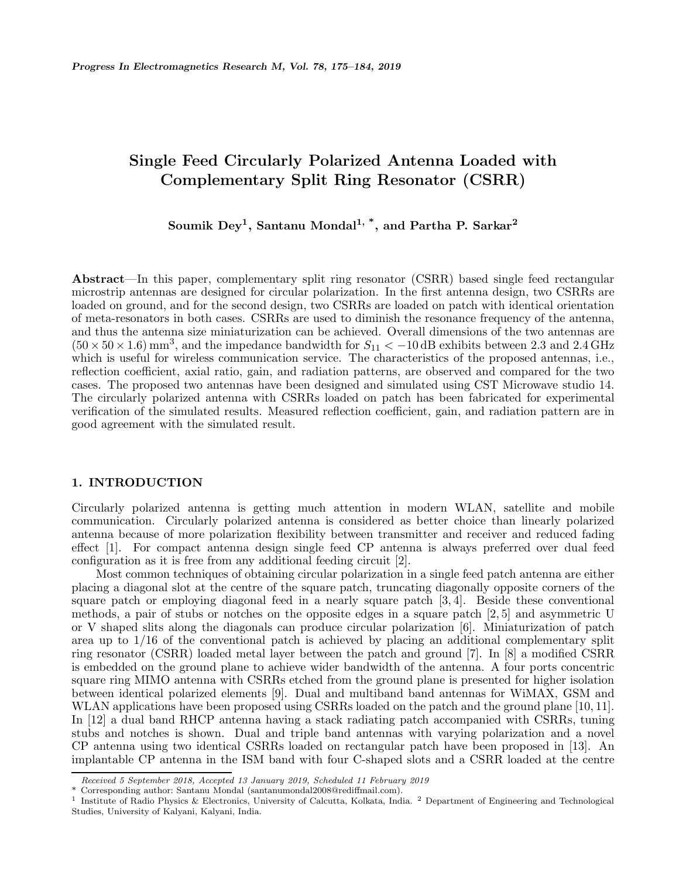# Single Feed Circularly Polarized Antenna Loaded with Complementary Split Ring Resonator (CSRR)

**Soumik Dey[1], Santanu Mondal[1, *], and Partha P. Sarkar[2]**

**Abstract**—In this paper, complementary split ring resonator (CSRR) based single feed rectangular microstrip antennas are designed for circular polarization. In the first antenna design, two CSRRs are loaded on ground, and for the second design, two CSRRs are loaded on patch with identical orientation of meta-resonators in both cases. CSRRs are used to diminish the resonance frequency of the antenna, and thus the antenna size miniaturization can be achieved. Overall dimensions of the two antennas are $(50 \times 50 \times 1.6)\,\text{mm}^3$, and the impedance bandwidth for $S_{11} < -10\,\text{dB}$ exhibits between 2.3 and 2.4 GHz which is useful for wireless communication service. The characteristics of the proposed antennas, i.e., reflection coefficient, axial ratio, gain, and radiation patterns, are observed and compared for the two cases. The proposed two antennas have been designed and simulated using CST Microwave studio 14. The circularly polarized antenna with CSRRs loaded on patch has been fabricated for experimental verification of the simulated results. Measured reflection coefficient, gain, and radiation pattern are in good agreement with the simulated result.

## 1. INTRODUCTION

Circularly polarized antenna is getting much attention in modern WLAN, satellite and mobile communication. Circularly polarized antenna is considered as better choice than linearly polarized antenna because of more polarization flexibility between transmitter and receiver and reduced fading effect [1]. For compact antenna design single feed CP antenna is always preferred over dual feed configuration as it is free from any additional feeding circuit [2].

Most common techniques of obtaining circular polarization in a single feed patch antenna are either placing a diagonal slot at the centre of the square patch, truncating diagonally opposite corners of the square patch or employing diagonal feed in a nearly square patch [3, 4]. Beside these conventional methods, a pair of stubs or notches on the opposite edges in a square patch [2, 5] and asymmetric U or V shaped slits along the diagonals can produce circular polarization [6]. Miniaturization of patch area up to 1/16 of the conventional patch is achieved by placing an additional complementary split ring resonator (CSRR) loaded metal layer between the patch and ground [7]. In [8] a modified CSRR is embedded on the ground plane to achieve wider bandwidth of the antenna. A four ports concentric square ring MIMO antenna with CSRRs etched from the ground plane is presented for higher isolation between identical polarized elements [9]. Dual and multiband band antennas for WiMAX, GSM and WLAN applications have been proposed using CSRRs loaded on the patch and the ground plane [10, 11]. In [12] a dual band RHCP antenna having a stack radiating patch accompanied with CSRRs, tuning stubs and notches is shown. Dual and triple band antennas with varying polarization and a novel CP antenna using two identical CSRRs loaded on rectangular patch have been proposed in [13]. An implantable CP antenna in the ISM band with four C-shaped slots and a CSRR loaded at the centre

---

*Received 5 September 2018, Accepted 13 January 2019, Scheduled 11 February 2019*

\* Corresponding author: Santanu Mondal (santanumondal2008@rediffmail.com).

[1] Institute of Radio Physics & Electronics, University of Calcutta, Kolkata, India. [2] Department of Engineering and Technological Studies, University of Kalyani, Kalyani, India.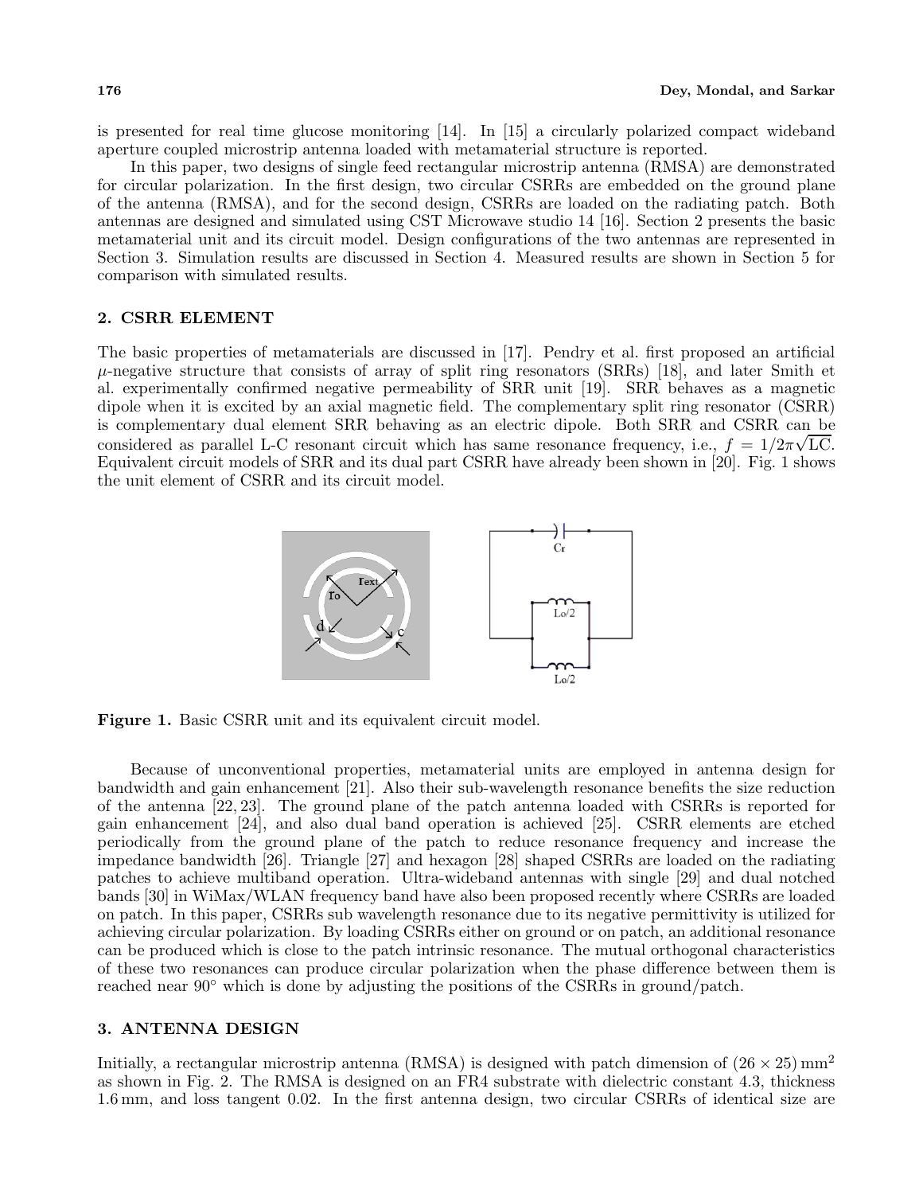is presented for real time glucose monitoring [14]. In [15] a circularly polarized compact wideband aperture coupled microstrip antenna loaded with metamaterial structure is reported.

In this paper, two designs of single feed rectangular microstrip antenna (RMSA) are demonstrated for circular polarization. In the first design, two circular CSRRs are embedded on the ground plane of the antenna (RMSA), and for the second design, CSRRs are loaded on the radiating patch. Both antennas are designed and simulated using CST Microwave studio 14 [16]. Section 2 presents the basic metamaterial unit and its circuit model. Design configurations of the two antennas are represented in Section 3. Simulation results are discussed in Section 4. Measured results are shown in Section 5 for comparison with simulated results.

## 2. CSRR ELEMENT

The basic properties of metamaterials are discussed in [17]. Pendry et al. first proposed an artificial $\mu$-negative structure that consists of array of split ring resonators (SRRs) [18], and later Smith et al. experimentally confirmed negative permeability of SRR unit [19]. SRR behaves as a magnetic dipole when it is excited by an axial magnetic field. The complementary split ring resonator (CSRR) is complementary dual element SRR behaving as an electric dipole. Both SRR and CSRR can be considered as parallel L-C resonant circuit which has same resonance frequency, i.e., $f = 1/2\pi\sqrt{\text{LC}}$. Equivalent circuit models of SRR and its dual part CSRR have already been shown in [20]. Fig. 1 shows the unit element of CSRR and its circuit model.

**Figure 1.** Basic CSRR unit and its equivalent circuit model.

Because of unconventional properties, metamaterial units are employed in antenna design for bandwidth and gain enhancement [21]. Also their sub-wavelength resonance benefits the size reduction of the antenna [22, 23]. The ground plane of the patch antenna loaded with CSRRs is reported for gain enhancement [24], and also dual band operation is achieved [25]. CSRR elements are etched periodically from the ground plane of the patch to reduce resonance frequency and increase the impedance bandwidth [26]. Triangle [27] and hexagon [28] shaped CSRRs are loaded on the radiating patches to achieve multiband operation. Ultra-wideband antennas with single [29] and dual notched bands [30] in WiMax/WLAN frequency band have also been proposed recently where CSRRs are loaded on patch. In this paper, CSRRs sub wavelength resonance due to its negative permittivity is utilized for achieving circular polarization. By loading CSRRs either on ground or on patch, an additional resonance can be produced which is close to the patch intrinsic resonance. The mutual orthogonal characteristics of these two resonances can produce circular polarization when the phase difference between them is reached near 90° which is done by adjusting the positions of the CSRRs in ground/patch.

## 3. ANTENNA DESIGN

Initially, a rectangular microstrip antenna (RMSA) is designed with patch dimension of $(26 \times 25)\,\text{mm}^2$ as shown in Fig. 2. The RMSA is designed on an FR4 substrate with dielectric constant 4.3, thickness 1.6 mm, and loss tangent 0.02. In the first antenna design, two circular CSRRs of identical size are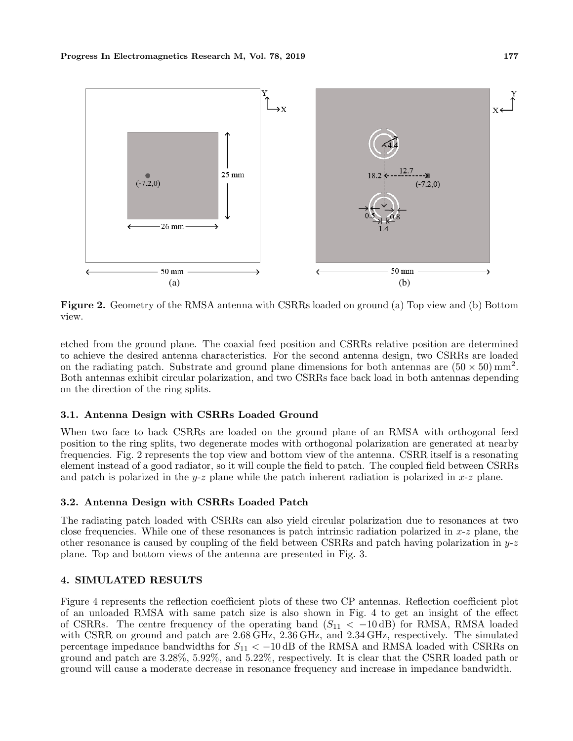Figure 2. Geometry of the RMSA antenna with CSRRs loaded on ground (a) Top view and (b) Bottom view.

etched from the ground plane. The coaxial feed position and CSRRs relative position are determined to achieve the desired antenna characteristics. For the second antenna design, two CSRRs are loaded on the radiating patch. Substrate and ground plane dimensions for both antennas are $(50 \times 50)\,\text{mm}^2$. Both antennas exhibit circular polarization, and two CSRRs face back load in both antennas depending on the direction of the ring splits.

### 3.1. Antenna Design with CSRRs Loaded Ground

When two face to back CSRRs are loaded on the ground plane of an RMSA with orthogonal feed position to the ring splits, two degenerate modes with orthogonal polarization are generated at nearby frequencies. Fig. 2 represents the top view and bottom view of the antenna. CSRR itself is a resonating element instead of a good radiator, so it will couple the field to patch. The coupled field between CSRRs and patch is polarized in the $y$-$z$ plane while the patch inherent radiation is polarized in $x$-$z$ plane.

### 3.2. Antenna Design with CSRRs Loaded Patch

The radiating patch loaded with CSRRs can also yield circular polarization due to resonances at two close frequencies. While one of these resonances is patch intrinsic radiation polarized in $x$-$z$ plane, the other resonance is caused by coupling of the field between CSRRs and patch having polarization in $y$-$z$ plane. Top and bottom views of the antenna are presented in Fig. 3.

## 4. SIMULATED RESULTS

Figure 4 represents the reflection coefficient plots of these two CP antennas. Reflection coefficient plot of an unloaded RMSA with same patch size is also shown in Fig. 4 to get an insight of the effect of CSRRs. The centre frequency of the operating band ($S_{11} < -10\,\text{dB}$) for RMSA, RMSA loaded with CSRR on ground and patch are 2.68 GHz, 2.36 GHz, and 2.34 GHz, respectively. The simulated percentage impedance bandwidths for $S_{11} < -10\,\text{dB}$ of the RMSA and RMSA loaded with CSRRs on ground and patch are 3.28%, 5.92%, and 5.22%, respectively. It is clear that the CSRR loaded path or ground will cause a moderate decrease in resonance frequency and increase in impedance bandwidth.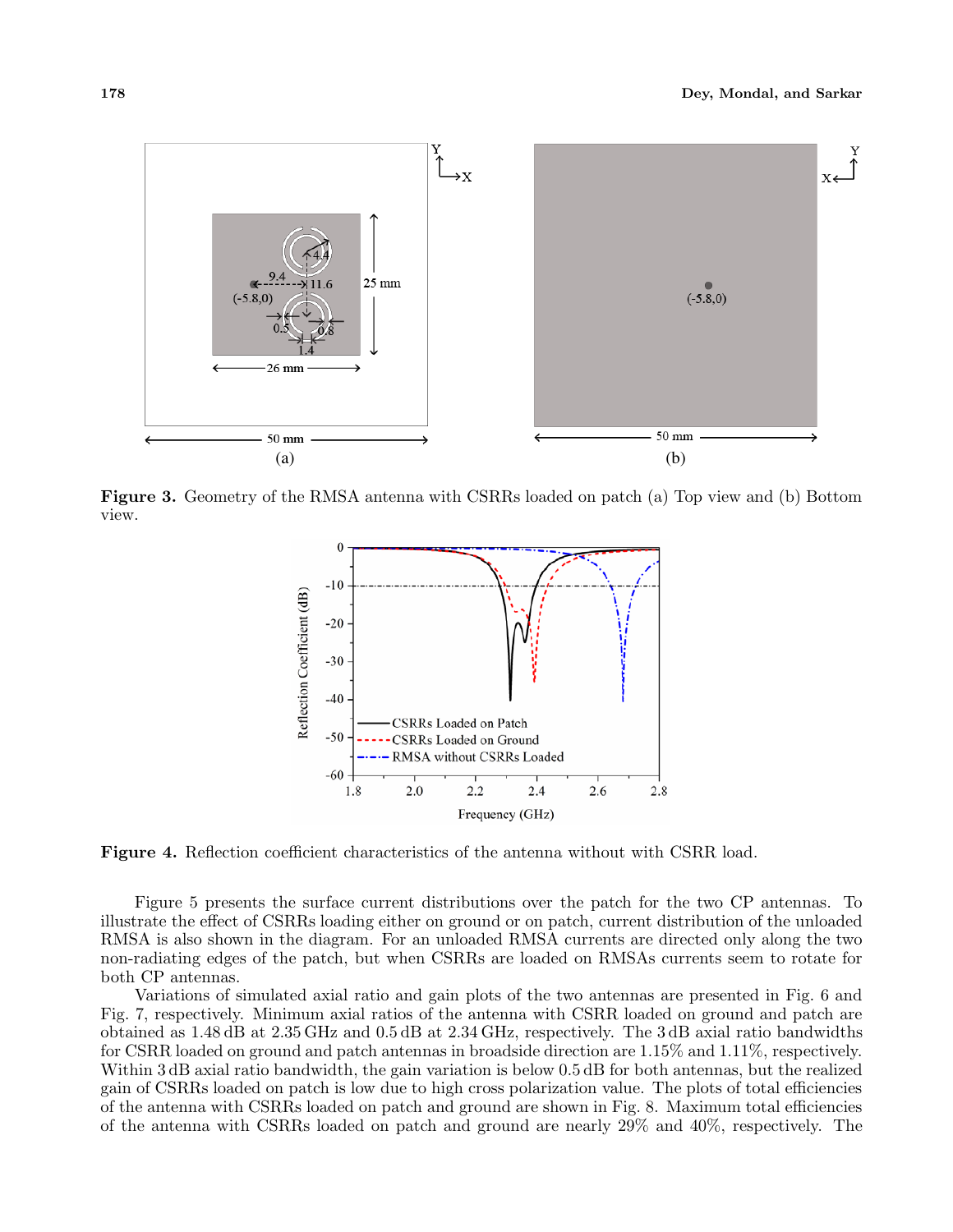Figure 3. Geometry of the RMSA antenna with CSRRs loaded on patch (a) Top view and (b) Bottom view.

Figure 4. Reflection coefficient characteristics of the antenna without with CSRR load.

Figure 5 presents the surface current distributions over the patch for the two CP antennas. To illustrate the effect of CSRRs loading either on ground or on patch, current distribution of the unloaded RMSA is also shown in the diagram. For an unloaded RMSA currents are directed only along the two non-radiating edges of the patch, but when CSRRs are loaded on RMSAs currents seem to rotate for both CP antennas.

Variations of simulated axial ratio and gain plots of the two antennas are presented in Fig. 6 and Fig. 7, respectively. Minimum axial ratios of the antenna with CSRR loaded on ground and patch are obtained as 1.48 dB at 2.35 GHz and 0.5 dB at 2.34 GHz, respectively. The 3 dB axial ratio bandwidths for CSRR loaded on ground and patch antennas in broadside direction are 1.15% and 1.11%, respectively. Within 3 dB axial ratio bandwidth, the gain variation is below 0.5 dB for both antennas, but the realized gain of CSRRs loaded on patch is low due to high cross polarization value. The plots of total efficiencies of the antenna with CSRRs loaded on patch and ground are shown in Fig. 8. Maximum total efficiencies of the antenna with CSRRs loaded on patch and ground are nearly 29% and 40%, respectively. The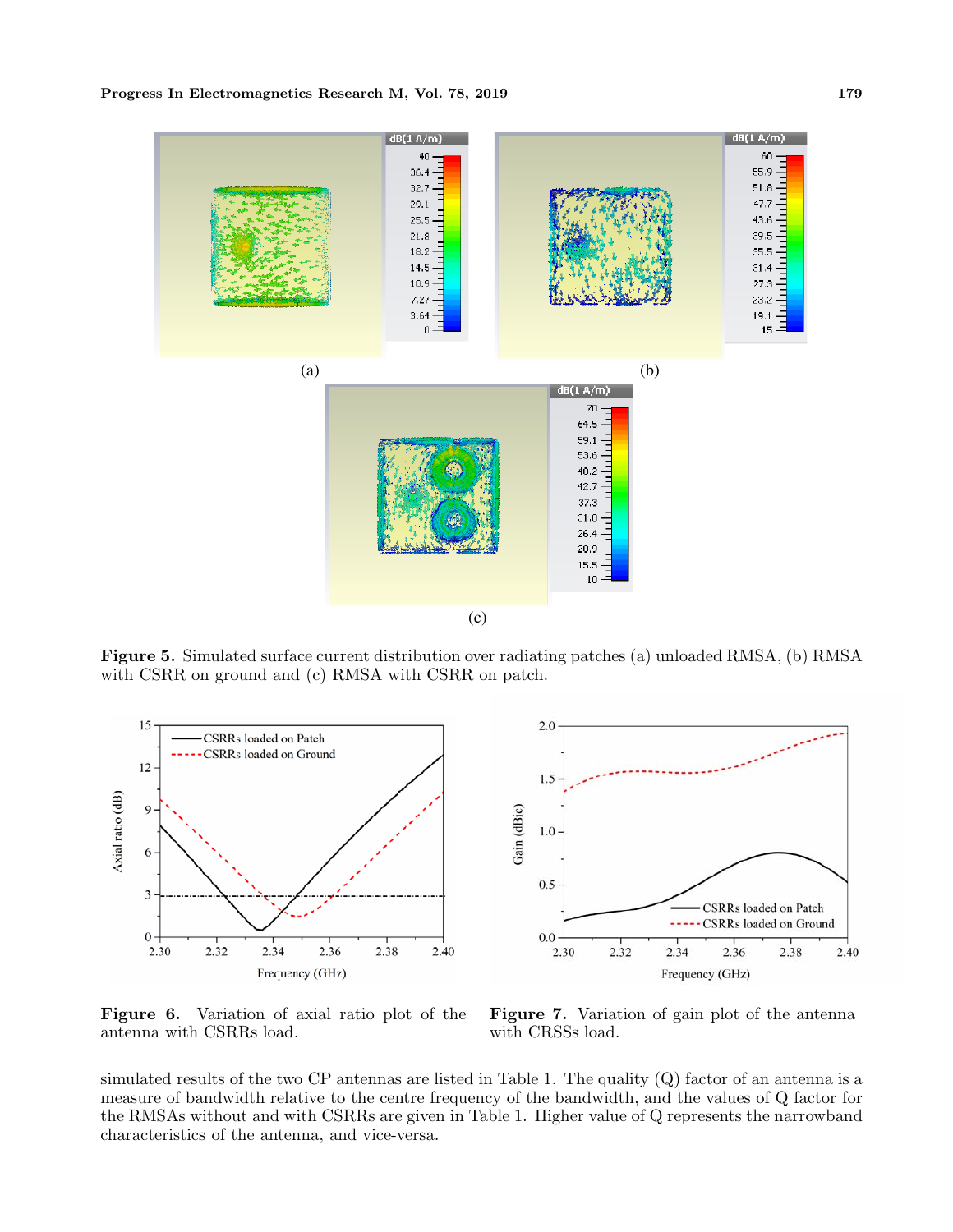(a)

(b)

(c)

**Figure 5.** Simulated surface current distribution over radiating patches (a) unloaded RMSA, (b) RMSA with CSRR on ground and (c) RMSA with CSRR on patch.

**Figure 6.** Variation of axial ratio plot of the antenna with CSRRs load.

**Figure 7.** Variation of gain plot of the antenna with CRSSs load.

simulated results of the two CP antennas are listed in Table 1. The quality (Q) factor of an antenna is a measure of bandwidth relative to the centre frequency of the bandwidth, and the values of Q factor for the RMSAs without and with CSRRs are given in Table 1. Higher value of Q represents the narrowband characteristics of the antenna, and vice-versa.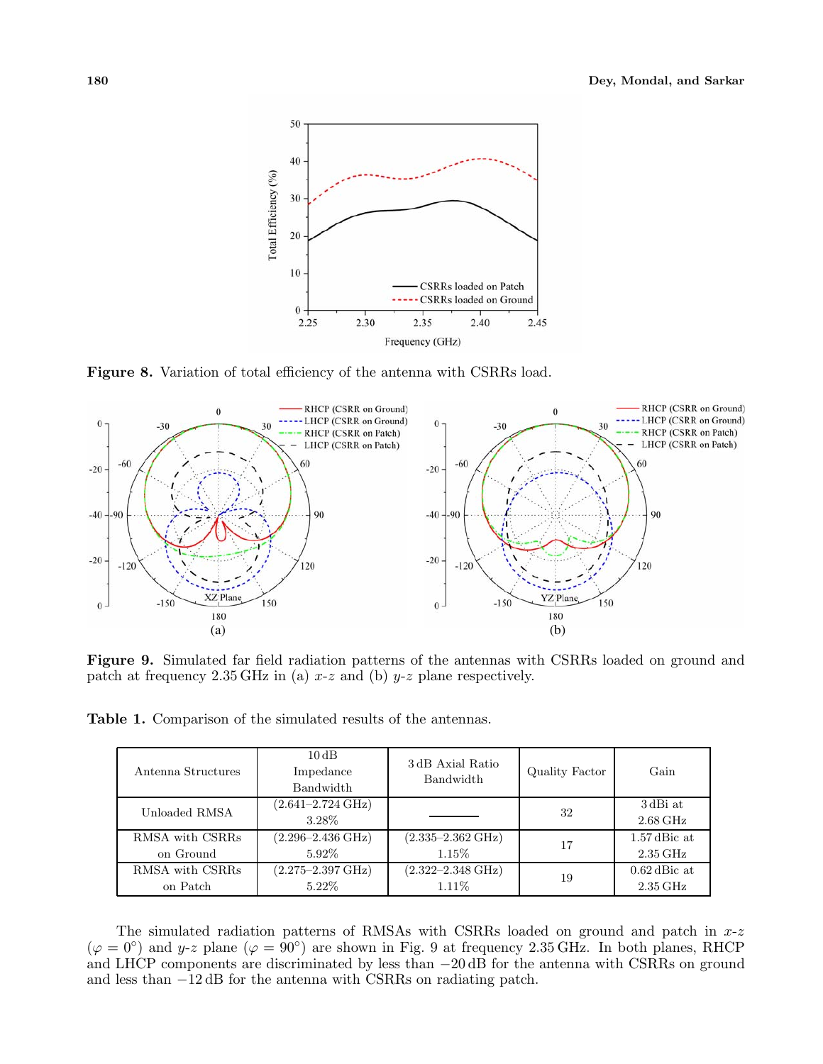Figure 8. Variation of total efficiency of the antenna with CSRRs load.

Figure 9. Simulated far field radiation patterns of the antennas with CSRRs loaded on ground and patch at frequency 2.35 GHz in (a) $x$-$z$ and (b) $y$-$z$ plane respectively.

Table 1. Comparison of the simulated results of the antennas.

| Antenna Structures | 10 dB Impedance Bandwidth | 3 dB Axial Ratio Bandwidth | Quality Factor | Gain |
|---|---|---|---|---|
| Unloaded RMSA | (2.641–2.724 GHz) 3.28% | ——— | 32 | 3 dBi at 2.68 GHz |
| RMSA with CSRRs on Ground | (2.296–2.436 GHz) 5.92% | (2.335–2.362 GHz) 1.15% | 17 | 1.57 dBic at 2.35 GHz |
| RMSA with CSRRs on Patch | (2.275–2.397 GHz) 5.22% | (2.322–2.348 GHz) 1.11% | 19 | 0.62 dBic at 2.35 GHz |

The simulated radiation patterns of RMSAs with CSRRs loaded on ground and patch in $x$-$z$ ($\varphi = 0°$) and $y$-$z$ plane ($\varphi = 90°$) are shown in Fig. 9 at frequency 2.35 GHz. In both planes, RHCP and LHCP components are discriminated by less than $-20$ dB for the antenna with CSRRs on ground and less than $-12$ dB for the antenna with CSRRs on radiating patch.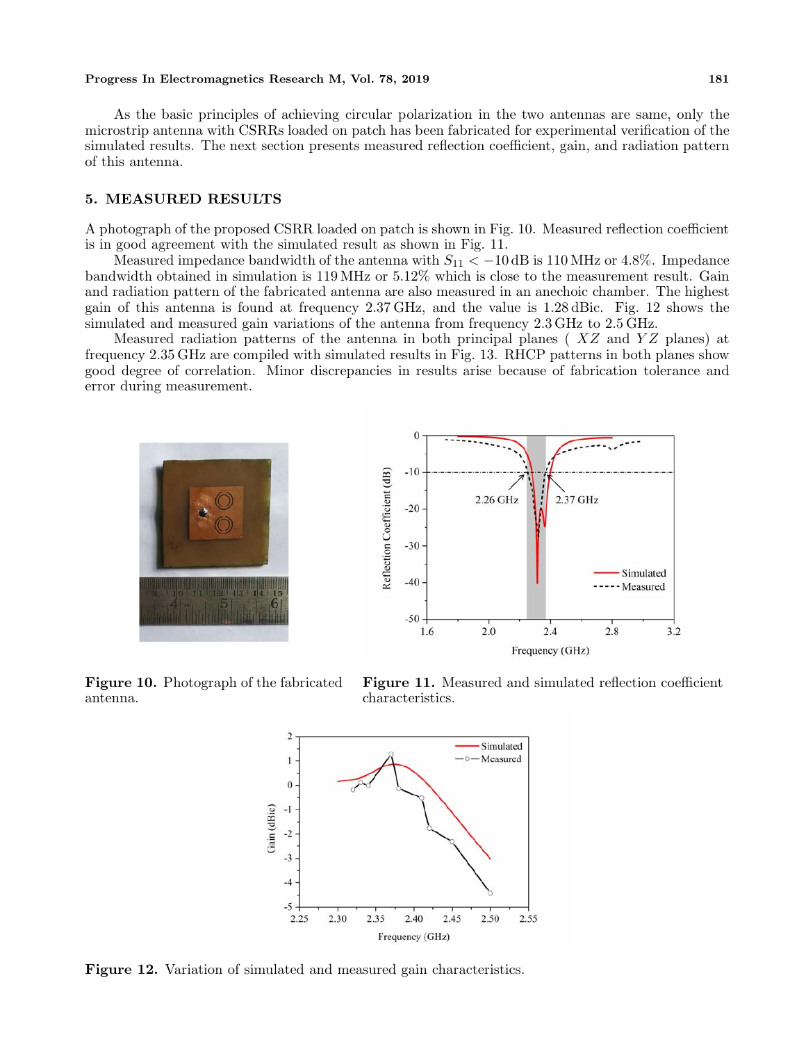As the basic principles of achieving circular polarization in the two antennas are same, only the microstrip antenna with CSRRs loaded on patch has been fabricated for experimental verification of the simulated results. The next section presents measured reflection coefficient, gain, and radiation pattern of this antenna.

## 5. MEASURED RESULTS

A photograph of the proposed CSRR loaded on patch is shown in Fig. 10. Measured reflection coefficient is in good agreement with the simulated result as shown in Fig. 11.

Measured impedance bandwidth of the antenna with $S_{11} < -10$ dB is 110 MHz or 4.8%. Impedance bandwidth obtained in simulation is 119 MHz or 5.12% which is close to the measurement result. Gain and radiation pattern of the fabricated antenna are also measured in an anechoic chamber. The highest gain of this antenna is found at frequency 2.37 GHz, and the value is 1.28 dBic. Fig. 12 shows the simulated and measured gain variations of the antenna from frequency 2.3 GHz to 2.5 GHz.

Measured radiation patterns of the antenna in both principal planes ( $XZ$ and $YZ$ planes) at frequency 2.35 GHz are compiled with simulated results in Fig. 13. RHCP patterns in both planes show good degree of correlation. Minor discrepancies in results arise because of fabrication tolerance and error during measurement.

**Figure 10.** Photograph of the fabricated antenna.

**Figure 11.** Measured and simulated reflection coefficient characteristics.

**Figure 12.** Variation of simulated and measured gain characteristics.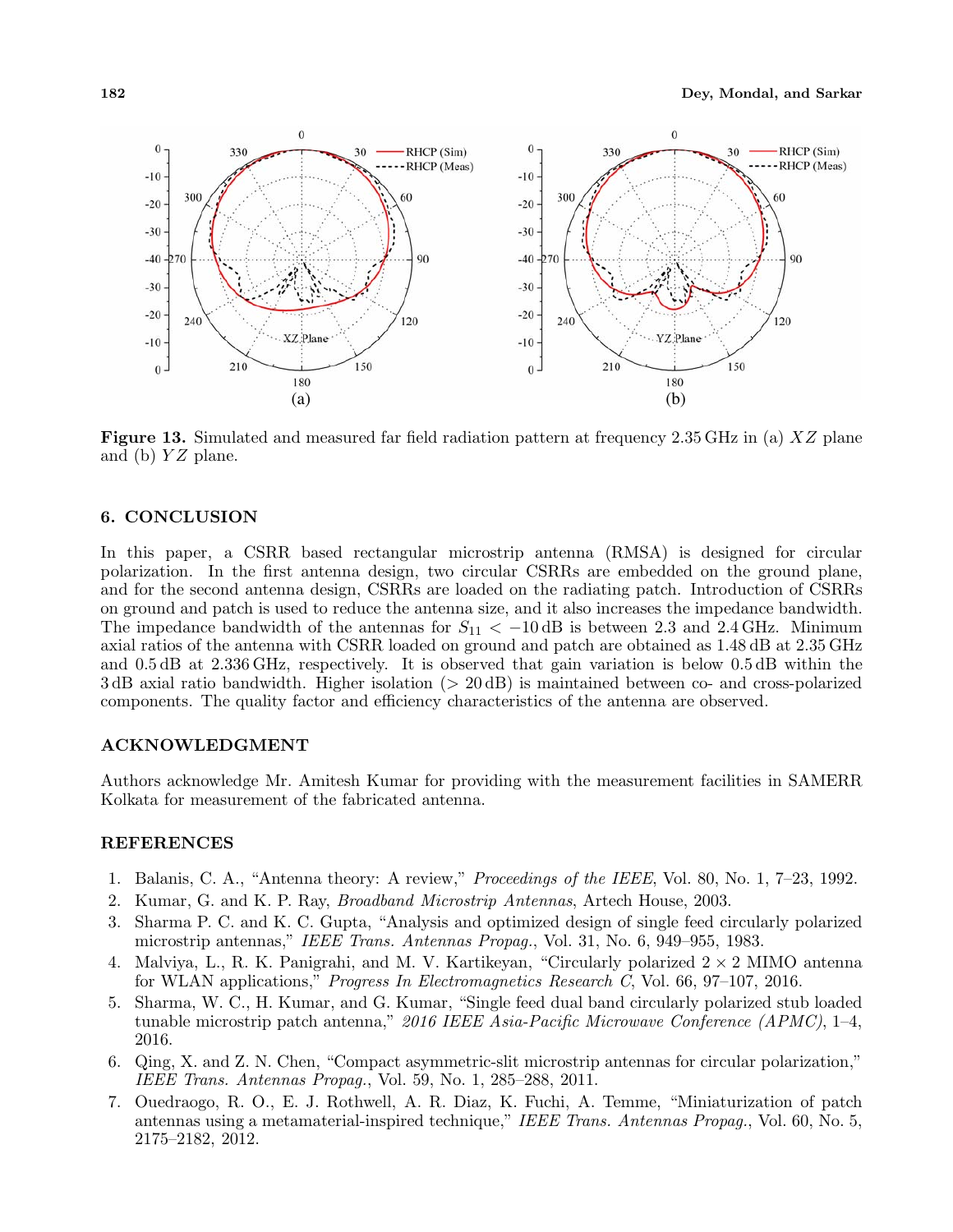Figure 13. Simulated and measured far field radiation pattern at frequency 2.35 GHz in (a) $XZ$ plane and (b) $YZ$ plane.

## 6. CONCLUSION

In this paper, a CSRR based rectangular microstrip antenna (RMSA) is designed for circular polarization. In the first antenna design, two circular CSRRs are embedded on the ground plane, and for the second antenna design, CSRRs are loaded on the radiating patch. Introduction of CSRRs on ground and patch is used to reduce the antenna size, and it also increases the impedance bandwidth. The impedance bandwidth of the antennas for $S_{11} < -10$ dB is between 2.3 and 2.4 GHz. Minimum axial ratios of the antenna with CSRR loaded on ground and patch are obtained as 1.48 dB at 2.35 GHz and 0.5 dB at 2.336 GHz, respectively. It is observed that gain variation is below 0.5 dB within the 3 dB axial ratio bandwidth. Higher isolation ($> 20$ dB) is maintained between co- and cross-polarized components. The quality factor and efficiency characteristics of the antenna are observed.

## ACKNOWLEDGMENT

Authors acknowledge Mr. Amitesh Kumar for providing with the measurement facilities in SAMERR Kolkata for measurement of the fabricated antenna.

## REFERENCES

1. Balanis, C. A., "Antenna theory: A review," *Proceedings of the IEEE*, Vol. 80, No. 1, 7–23, 1992.
2. Kumar, G. and K. P. Ray, *Broadband Microstrip Antennas*, Artech House, 2003.
3. Sharma P. C. and K. C. Gupta, "Analysis and optimized design of single feed circularly polarized microstrip antennas," *IEEE Trans. Antennas Propag.*, Vol. 31, No. 6, 949–955, 1983.
4. Malviya, L., R. K. Panigrahi, and M. V. Kartikeyan, "Circularly polarized 2 × 2 MIMO antenna for WLAN applications," *Progress In Electromagnetics Research C*, Vol. 66, 97–107, 2016.
5. Sharma, W. C., H. Kumar, and G. Kumar, "Single feed dual band circularly polarized stub loaded tunable microstrip patch antenna," *2016 IEEE Asia-Pacific Microwave Conference (APMC)*, 1–4, 2016.
6. Qing, X. and Z. N. Chen, "Compact asymmetric-slit microstrip antennas for circular polarization," *IEEE Trans. Antennas Propag.*, Vol. 59, No. 1, 285–288, 2011.
7. Ouedraogo, R. O., E. J. Rothwell, A. R. Diaz, K. Fuchi, A. Temme, "Miniaturization of patch antennas using a metamaterial-inspired technique," *IEEE Trans. Antennas Propag.*, Vol. 60, No. 5, 2175–2182, 2012.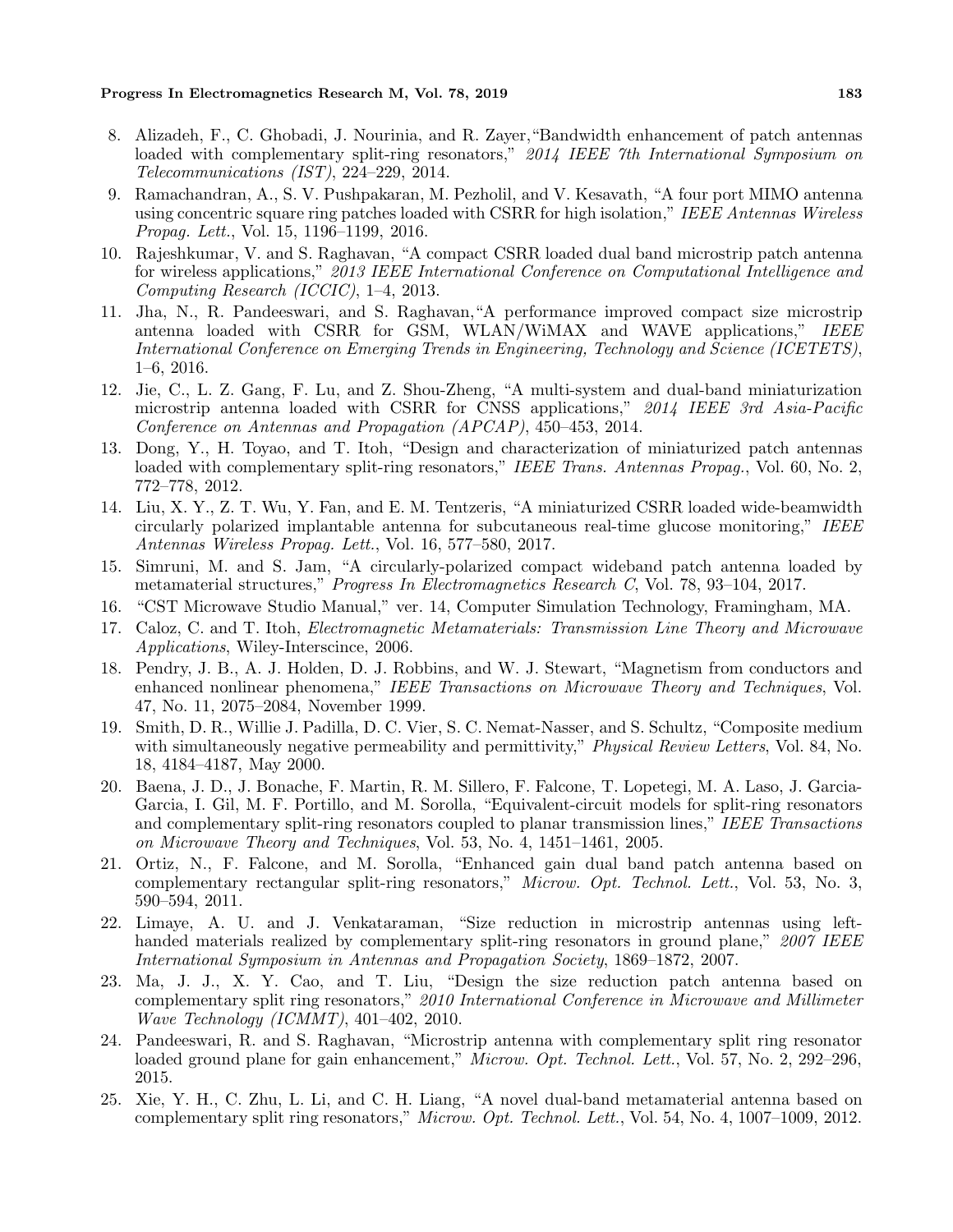8. Alizadeh, F., C. Ghobadi, J. Nourinia, and R. Zayer,"Bandwidth enhancement of patch antennas loaded with complementary split-ring resonators," *2014 IEEE 7th International Symposium on Telecommunications (IST)*, 224–229, 2014.
9. Ramachandran, A., S. V. Pushpakaran, M. Pezholil, and V. Kesavath, "A four port MIMO antenna using concentric square ring patches loaded with CSRR for high isolation," *IEEE Antennas Wireless Propag. Lett.*, Vol. 15, 1196–1199, 2016.
10. Rajeshkumar, V. and S. Raghavan, "A compact CSRR loaded dual band microstrip patch antenna for wireless applications," *2013 IEEE International Conference on Computational Intelligence and Computing Research (ICCIC)*, 1–4, 2013.
11. Jha, N., R. Pandeeswari, and S. Raghavan,"A performance improved compact size microstrip antenna loaded with CSRR for GSM, WLAN/WiMAX and WAVE applications," *IEEE International Conference on Emerging Trends in Engineering, Technology and Science (ICETETS)*, 1–6, 2016.
12. Jie, C., L. Z. Gang, F. Lu, and Z. Shou-Zheng, "A multi-system and dual-band miniaturization microstrip antenna loaded with CSRR for CNSS applications," *2014 IEEE 3rd Asia-Pacific Conference on Antennas and Propagation (APCAP)*, 450–453, 2014.
13. Dong, Y., H. Toyao, and T. Itoh, "Design and characterization of miniaturized patch antennas loaded with complementary split-ring resonators," *IEEE Trans. Antennas Propag.*, Vol. 60, No. 2, 772–778, 2012.
14. Liu, X. Y., Z. T. Wu, Y. Fan, and E. M. Tentzeris, "A miniaturized CSRR loaded wide-beamwidth circularly polarized implantable antenna for subcutaneous real-time glucose monitoring," *IEEE Antennas Wireless Propag. Lett.*, Vol. 16, 577–580, 2017.
15. Simruni, M. and S. Jam, "A circularly-polarized compact wideband patch antenna loaded by metamaterial structures," *Progress In Electromagnetics Research C*, Vol. 78, 93–104, 2017.
16. "CST Microwave Studio Manual," ver. 14, Computer Simulation Technology, Framingham, MA.
17. Caloz, C. and T. Itoh, *Electromagnetic Metamaterials: Transmission Line Theory and Microwave Applications*, Wiley-Interscince, 2006.
18. Pendry, J. B., A. J. Holden, D. J. Robbins, and W. J. Stewart, "Magnetism from conductors and enhanced nonlinear phenomena," *IEEE Transactions on Microwave Theory and Techniques*, Vol. 47, No. 11, 2075–2084, November 1999.
19. Smith, D. R., Willie J. Padilla, D. C. Vier, S. C. Nemat-Nasser, and S. Schultz, "Composite medium with simultaneously negative permeability and permittivity," *Physical Review Letters*, Vol. 84, No. 18, 4184–4187, May 2000.
20. Baena, J. D., J. Bonache, F. Martin, R. M. Sillero, F. Falcone, T. Lopetegi, M. A. Laso, J. Garcia-Garcia, I. Gil, M. F. Portillo, and M. Sorolla, "Equivalent-circuit models for split-ring resonators and complementary split-ring resonators coupled to planar transmission lines," *IEEE Transactions on Microwave Theory and Techniques*, Vol. 53, No. 4, 1451–1461, 2005.
21. Ortiz, N., F. Falcone, and M. Sorolla, "Enhanced gain dual band patch antenna based on complementary rectangular split-ring resonators," *Microw. Opt. Technol. Lett.*, Vol. 53, No. 3, 590–594, 2011.
22. Limaye, A. U. and J. Venkataraman, "Size reduction in microstrip antennas using left-handed materials realized by complementary split-ring resonators in ground plane," *2007 IEEE International Symposium in Antennas and Propagation Society*, 1869–1872, 2007.
23. Ma, J. J., X. Y. Cao, and T. Liu, "Design the size reduction patch antenna based on complementary split ring resonators," *2010 International Conference in Microwave and Millimeter Wave Technology (ICMMT)*, 401–402, 2010.
24. Pandeeswari, R. and S. Raghavan, "Microstrip antenna with complementary split ring resonator loaded ground plane for gain enhancement," *Microw. Opt. Technol. Lett.*, Vol. 57, No. 2, 292–296, 2015.
25. Xie, Y. H., C. Zhu, L. Li, and C. H. Liang, "A novel dual-band metamaterial antenna based on complementary split ring resonators," *Microw. Opt. Technol. Lett.*, Vol. 54, No. 4, 1007–1009, 2012.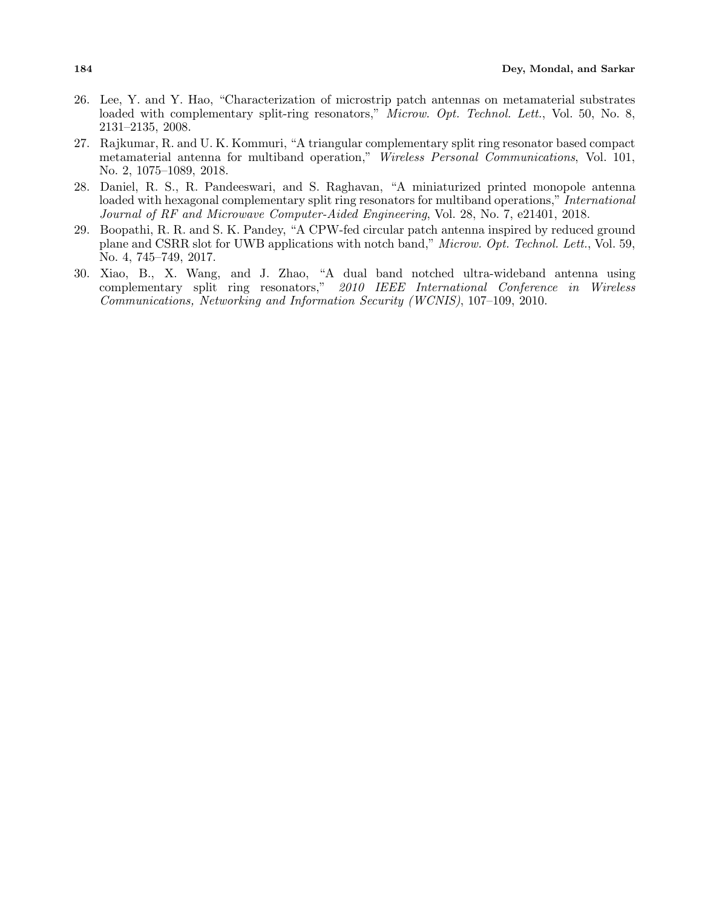26. Lee, Y. and Y. Hao, "Characterization of microstrip patch antennas on metamaterial substrates loaded with complementary split-ring resonators," *Microw. Opt. Technol. Lett.*, Vol. 50, No. 8, 2131–2135, 2008.
27. Rajkumar, R. and U. K. Kommuri, "A triangular complementary split ring resonator based compact metamaterial antenna for multiband operation," *Wireless Personal Communications*, Vol. 101, No. 2, 1075–1089, 2018.
28. Daniel, R. S., R. Pandeeswari, and S. Raghavan, "A miniaturized printed monopole antenna loaded with hexagonal complementary split ring resonators for multiband operations," *International Journal of RF and Microwave Computer-Aided Engineering*, Vol. 28, No. 7, e21401, 2018.
29. Boopathi, R. R. and S. K. Pandey, "A CPW-fed circular patch antenna inspired by reduced ground plane and CSRR slot for UWB applications with notch band," *Microw. Opt. Technol. Lett.*, Vol. 59, No. 4, 745–749, 2017.
30. Xiao, B., X. Wang, and J. Zhao, "A dual band notched ultra-wideband antenna using complementary split ring resonators," *2010 IEEE International Conference in Wireless Communications, Networking and Information Security (WCNIS)*, 107–109, 2010.